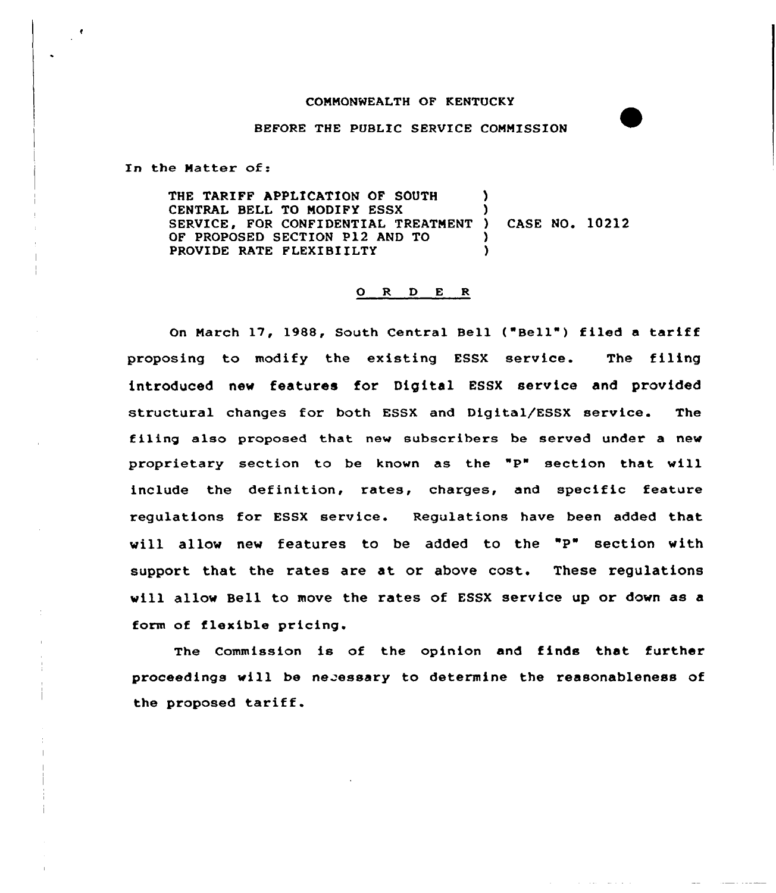COMMONWEALTH OF KENTUCKY

BEFORE THE PUBLIC SERVICE COMMISSION

In the Matter of:

THE TARIFF APPLICATION OF SOUTH CENTRAL BELL TO MODIFY ESSX SERVICE, FOR CONFIDENTIAL TREATMENT OF PROPOSED SECTION P12 AND TO PROVIDE RATE FLEXIBIILTY ) CASE NO. 10212

**O R D E R**

On March 17, 1988, South Central Bell ("Bell") filed a tariff proposing to modify the existing ESSX service. The filing introduced new features for Digital ESSX service and provided structural changes for both ESSX and Digital/ESSX service. The filing also proposed that new subscribers be served under a new proprietary section to be known as the "P" section that will include the definition, rates, charges, and specific feature regulations for ESSX service. Regulations have been added that will allow new features to be added to the "P" section with support that the rates are at or above cost. These regulations will allow Bell to move the rates of ESSX service up or down as a form of flexible pricing.

The Commission is of the opinion and finds that further proceedings will be necessary to determine the reasonableness of the proposed tariff.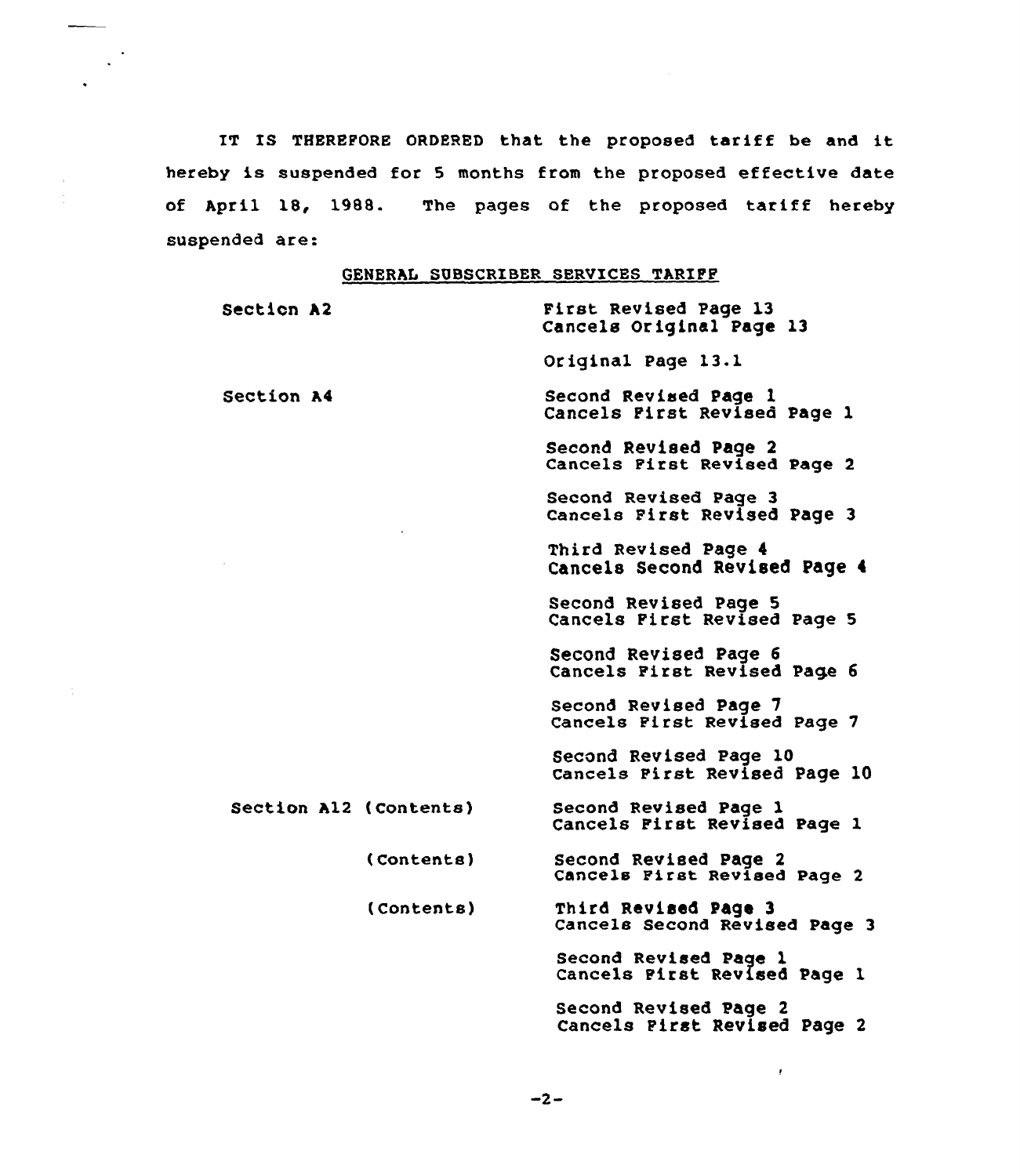IT IS THEREFORE ORDERED that the proposed tariff be and it hereby is suspended for 5 months from the proposed effective date of April 18, 1988. The pages of the proposed tariff hereby suspended are:

GENERAL SUBSCRIBER SERVICES TARIFF

| | |
|---|---|
| Section A2 | First Revised Page 13<br>Cancels Original Page 13 |
| | Original Page 13.1 |
| Section A4 | Second Revised Page 1<br>Cancels First Revised Page 1 |
| | Second Revised Page 2<br>Cancels First Revised Page 2 |
| | Second Revised Page 3<br>Cancels First Revised Page 3 |
| | Third Revised Page 4<br>Cancels Second Revised Page 4 |
| | Second Revised Page 5<br>Cancels First Revised Page 5 |
| | Second Revised Page 6<br>Cancels First Revised Page 6 |
| | Second Revised Page 7<br>Cancels First Revised Page 7 |
| | Second Revised Page 10<br>Cancels First Revised Page 10 |
| Section A12 (Contents) | Second Revised Page 1<br>Cancels First Revised Page 1 |
| (Contents) | Second Revised Page 2<br>Cancels First Revised Page 2 |
| (Contents) | Third Revised Page 3<br>Cancels Second Revised Page 3 |
| | Second Revised Page 1<br>Cancels First Revised Page 1 |
| | Second Revised Page 2<br>Cancels First Revised Page 2 |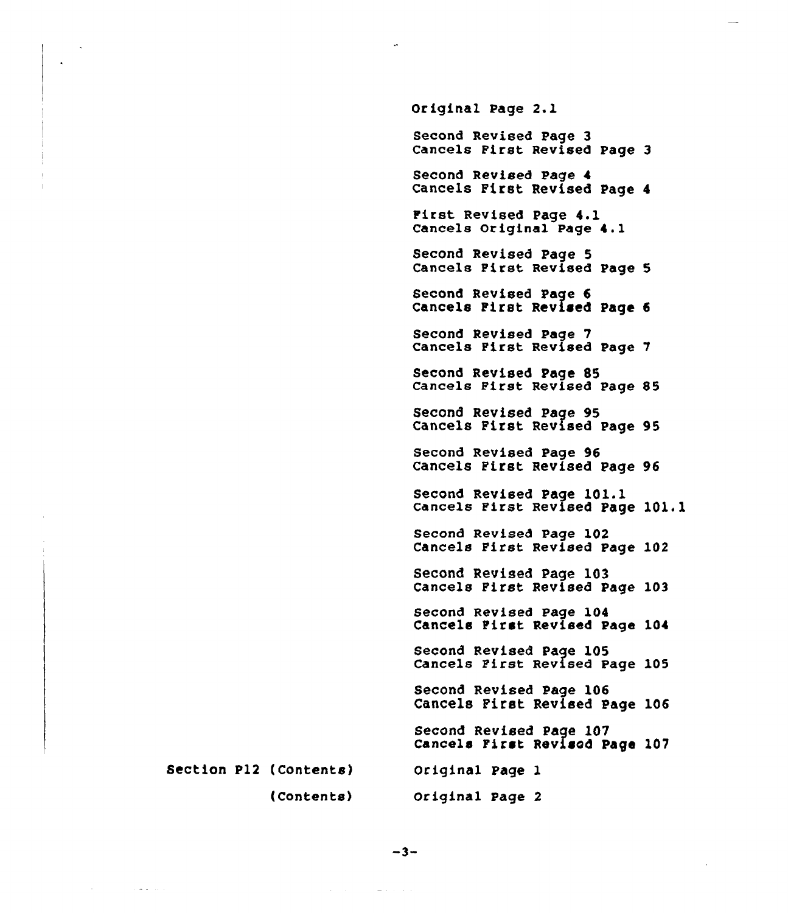Original Page 2.1

Second Revised Page 3
Cancels First Revised Page 3

Second Revised Page 4
Cancels First Revised Page 4

First Revised Page 4.1
Cancels Original Page 4.1

Second Revised Page 5
Cancels First Revised Page 5

Second Revised Page 6
Cancels First Revised Page 6

Second Revised Page 7
Cancels First Revised Page 7

Second Revised Page 85
Cancels First Revised Page 85

Second Revised Page 95
Cancels First Revised Page 95

Second Revised Page 96
Cancels First Revised Page 96

Second Revised Page 101.1
Cancels First Revised Page 101.1

Second Revised Page 102
Cancels First Revised Page 102

Second Revised Page 103
Cancels First Revised Page 103

Second Revised Page 104
Cancels First Revised Page 104

Second Revised Page 105
Cancels First Revised Page 105

Second Revised Page 106
Cancels First Revised Page 106

Second Revised Page 107
Cancels First Revised Page 107

| | |
|---|---|
| Section P12 (Contents) | Original Page 1 |
| (Contents) | Original Page 2 |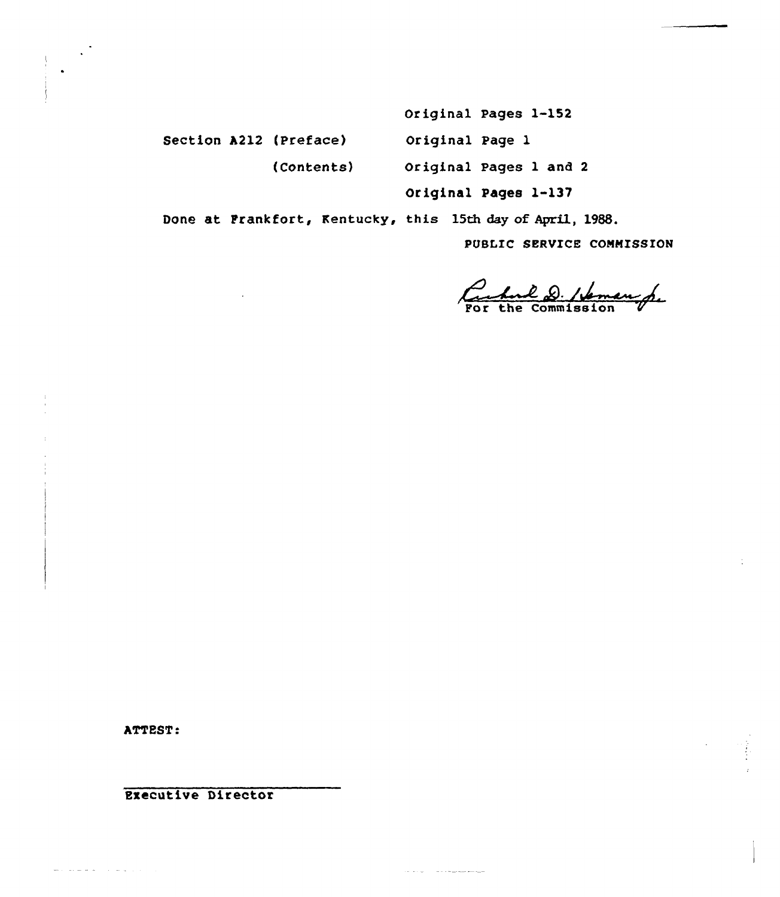Original Pages 1-152

Section A212 (Preface) Original Page 1

(Contents) Original Pages 1 and 2

Original Pages 1-137

Done at Frankfort, Kentucky, this 15th day of April, 1988.

PUBLIC SERVICE COMMISSION

For the Commission

ATTEST:

Executive Director